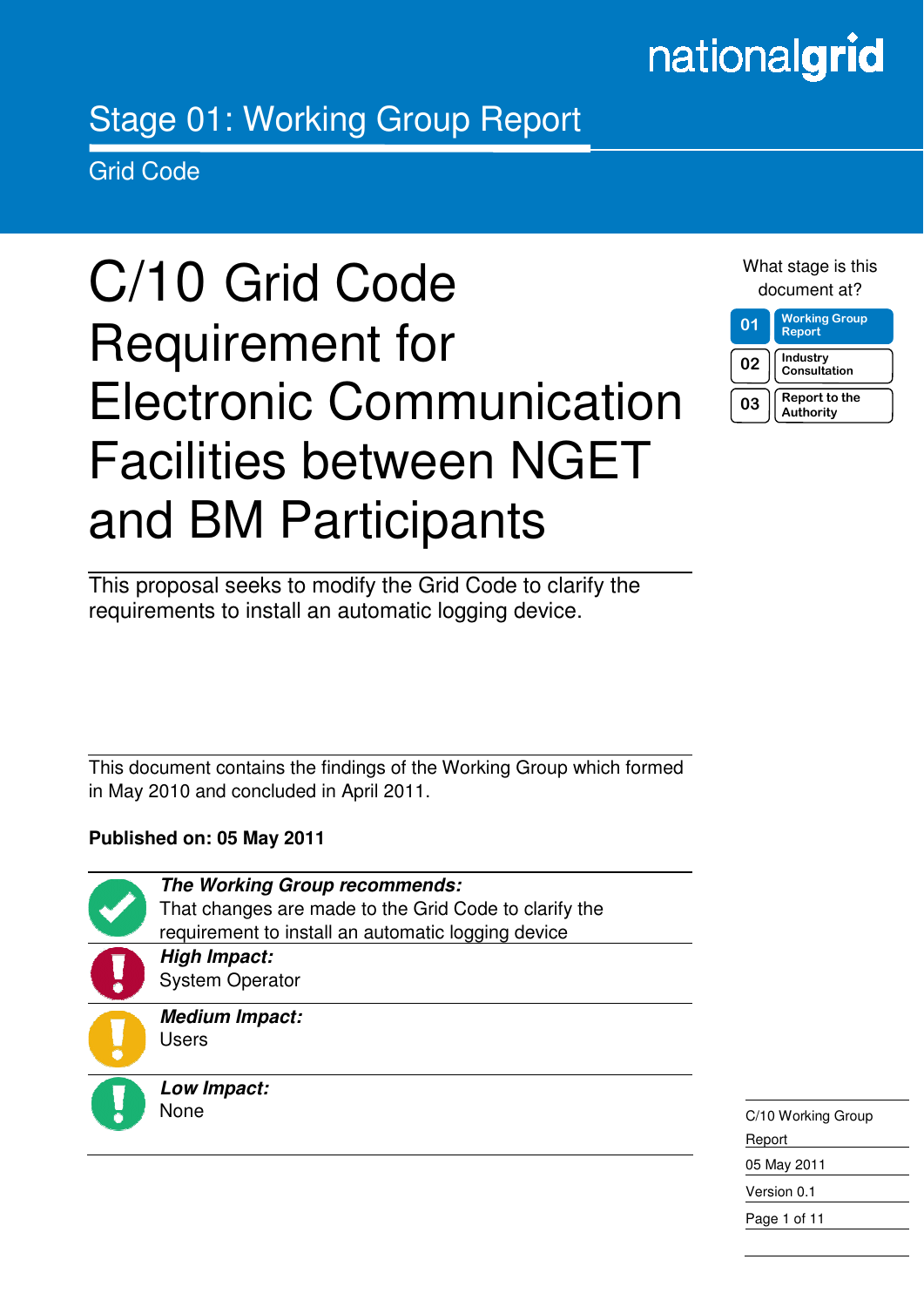nationalgrid

Stage 01: Working Group Report

Grid Code

# C/10 Grid Code Requirement for Electronic Communication Facilities between NGET and BM Participants

This proposal seeks to modify the Grid Code to clarify the requirements to install an automatic logging device.

What stage is this document at?

| | |
|---|---|
| 01 | Working Group Report |
| 02 | Industry Consultation |
| 03 | Report to the Authority |

This document contains the findings of the Working Group which formed in May 2010 and concluded in April 2011.

**Published on: 05 May 2011**

***The Working Group recommends:***
That changes are made to the Grid Code to clarify the requirement to install an automatic logging device

***High Impact:***
System Operator

***Medium Impact:***
Users

***Low Impact:***
None

C/10 Working Group Report
05 May 2011
Version 0.1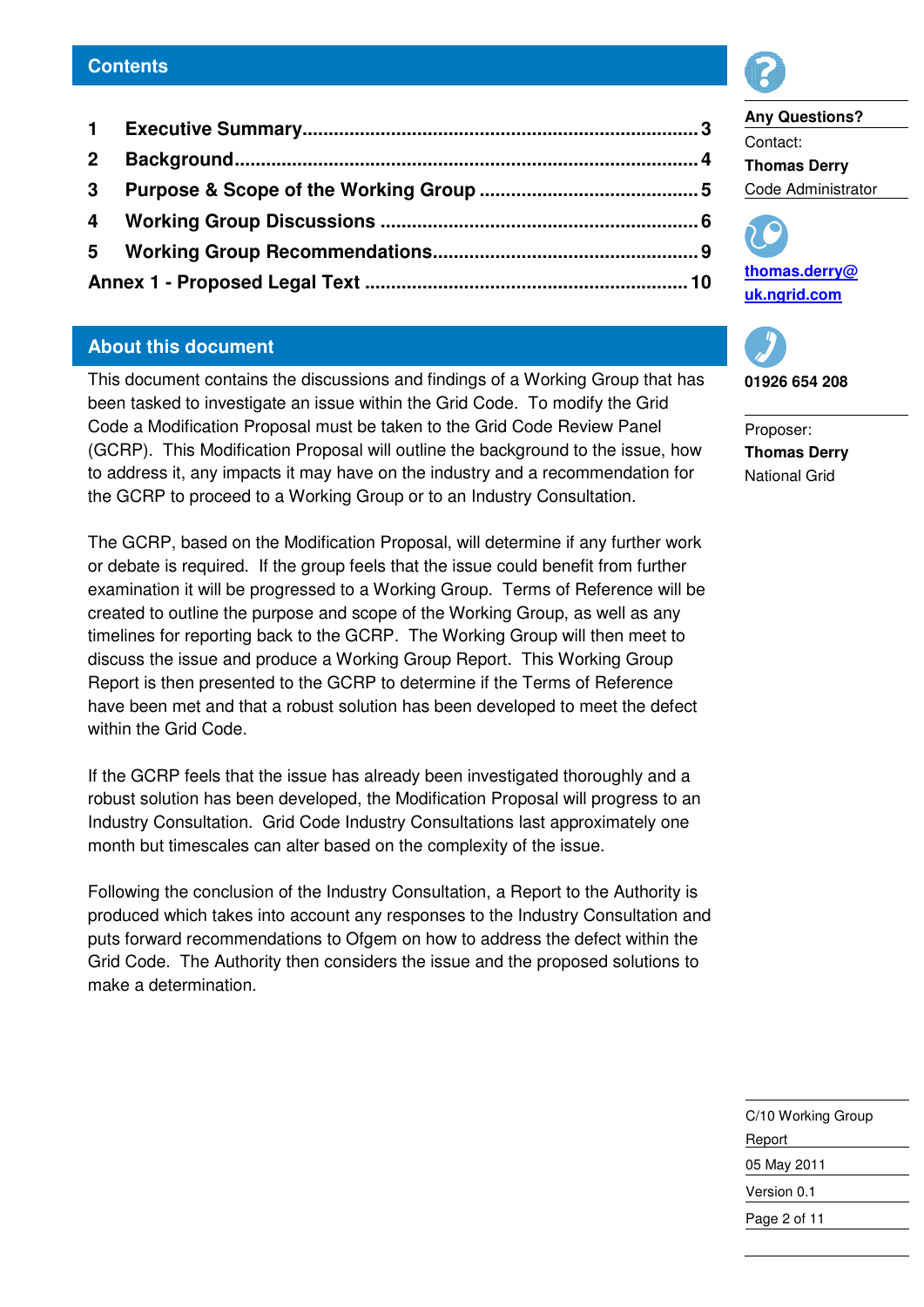## Contents

| | | |
|---|---|---|
| **1** | **Executive Summary** | **3** |
| **2** | **Background** | **4** |
| **3** | **Purpose & Scope of the Working Group** | **5** |
| **4** | **Working Group Discussions** | **6** |
| **5** | **Working Group Recommendations** | **9** |
| **Annex 1 - Proposed Legal Text** | | **10** |

## About this document

This document contains the discussions and findings of a Working Group that has been tasked to investigate an issue within the Grid Code. To modify the Grid Code a Modification Proposal must be taken to the Grid Code Review Panel (GCRP). This Modification Proposal will outline the background to the issue, how to address it, any impacts it may have on the industry and a recommendation for the GCRP to proceed to a Working Group or to an Industry Consultation.

The GCRP, based on the Modification Proposal, will determine if any further work or debate is required. If the group feels that the issue could benefit from further examination it will be progressed to a Working Group. Terms of Reference will be created to outline the purpose and scope of the Working Group, as well as any timelines for reporting back to the GCRP. The Working Group will then meet to discuss the issue and produce a Working Group Report. This Working Group Report is then presented to the GCRP to determine if the Terms of Reference have been met and that a robust solution has been developed to meet the defect within the Grid Code.

If the GCRP feels that the issue has already been investigated thoroughly and a robust solution has been developed, the Modification Proposal will progress to an Industry Consultation. Grid Code Industry Consultations last approximately one month but timescales can alter based on the complexity of the issue.

Following the conclusion of the Industry Consultation, a Report to the Authority is produced which takes into account any responses to the Industry Consultation and puts forward recommendations to Ofgem on how to address the defect within the Grid Code. The Authority then considers the issue and the proposed solutions to make a determination.

**Any Questions?**

Contact:
**Thomas Derry**
Code Administrator

**thomas.derry@uk.ngrid.com**

**01926 654 208**

Proposer:
**Thomas Derry**
National Grid

C/10 Working Group Report
05 May 2011
Version 0.1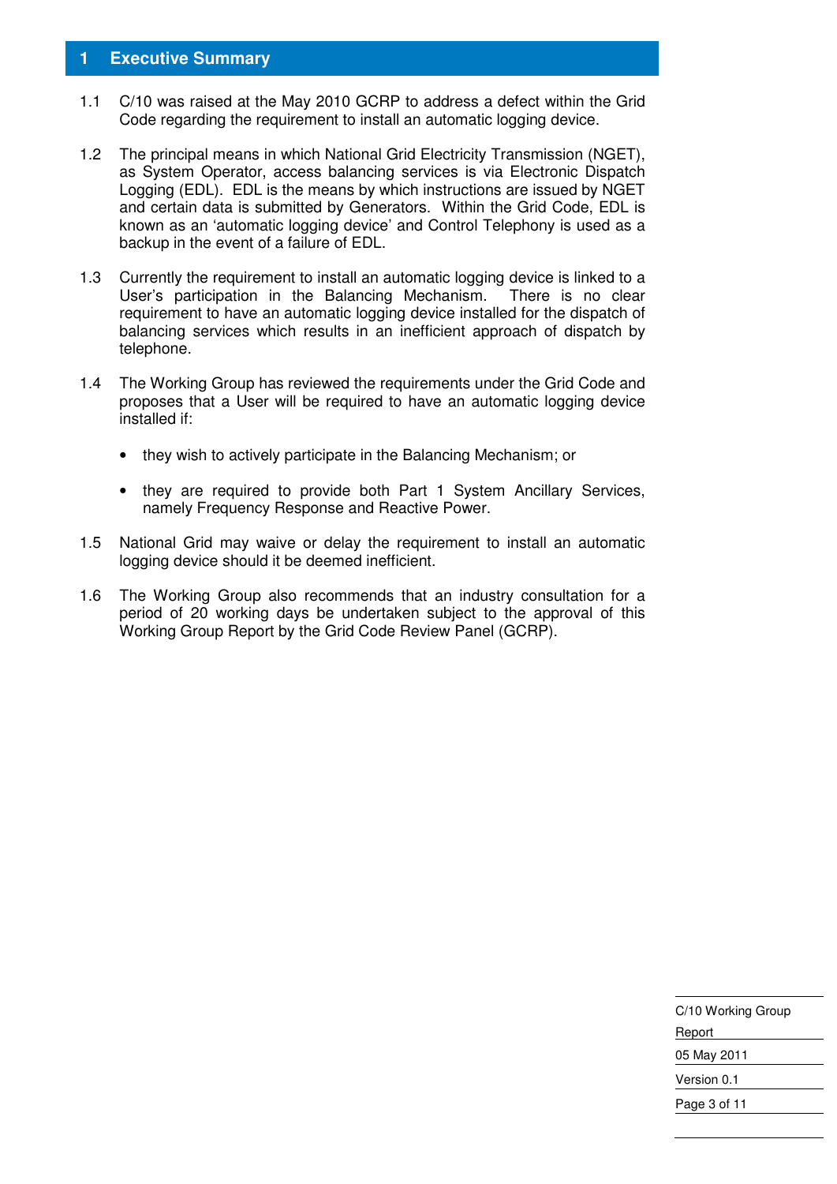# 1 Executive Summary

1.1 C/10 was raised at the May 2010 GCRP to address a defect within the Grid Code regarding the requirement to install an automatic logging device.

1.2 The principal means in which National Grid Electricity Transmission (NGET), as System Operator, access balancing services is via Electronic Dispatch Logging (EDL). EDL is the means by which instructions are issued by NGET and certain data is submitted by Generators. Within the Grid Code, EDL is known as an 'automatic logging device' and Control Telephony is used as a backup in the event of a failure of EDL.

1.3 Currently the requirement to install an automatic logging device is linked to a User's participation in the Balancing Mechanism. There is no clear requirement to have an automatic logging device installed for the dispatch of balancing services which results in an inefficient approach of dispatch by telephone.

1.4 The Working Group has reviewed the requirements under the Grid Code and proposes that a User will be required to have an automatic logging device installed if:

- they wish to actively participate in the Balancing Mechanism; or

- they are required to provide both Part 1 System Ancillary Services, namely Frequency Response and Reactive Power.

1.5 National Grid may waive or delay the requirement to install an automatic logging device should it be deemed inefficient.

1.6 The Working Group also recommends that an industry consultation for a period of 20 working days be undertaken subject to the approval of this Working Group Report by the Grid Code Review Panel (GCRP).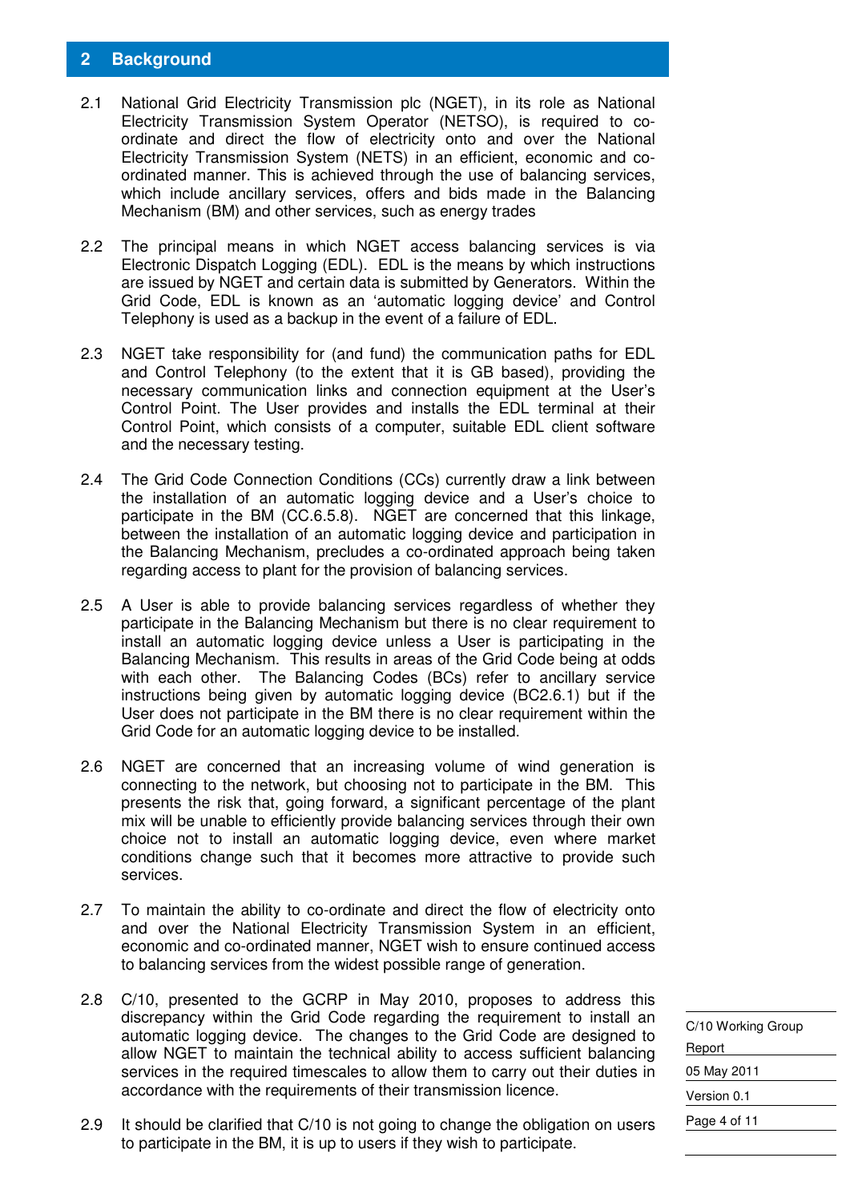## 2 Background

2.1 National Grid Electricity Transmission plc (NGET), in its role as National Electricity Transmission System Operator (NETSO), is required to co-ordinate and direct the flow of electricity onto and over the National Electricity Transmission System (NETS) in an efficient, economic and co-ordinated manner. This is achieved through the use of balancing services, which include ancillary services, offers and bids made in the Balancing Mechanism (BM) and other services, such as energy trades

2.2 The principal means in which NGET access balancing services is via Electronic Dispatch Logging (EDL). EDL is the means by which instructions are issued by NGET and certain data is submitted by Generators. Within the Grid Code, EDL is known as an 'automatic logging device' and Control Telephony is used as a backup in the event of a failure of EDL.

2.3 NGET take responsibility for (and fund) the communication paths for EDL and Control Telephony (to the extent that it is GB based), providing the necessary communication links and connection equipment at the User's Control Point. The User provides and installs the EDL terminal at their Control Point, which consists of a computer, suitable EDL client software and the necessary testing.

2.4 The Grid Code Connection Conditions (CCs) currently draw a link between the installation of an automatic logging device and a User's choice to participate in the BM (CC.6.5.8). NGET are concerned that this linkage, between the installation of an automatic logging device and participation in the Balancing Mechanism, precludes a co-ordinated approach being taken regarding access to plant for the provision of balancing services.

2.5 A User is able to provide balancing services regardless of whether they participate in the Balancing Mechanism but there is no clear requirement to install an automatic logging device unless a User is participating in the Balancing Mechanism. This results in areas of the Grid Code being at odds with each other. The Balancing Codes (BCs) refer to ancillary service instructions being given by automatic logging device (BC2.6.1) but if the User does not participate in the BM there is no clear requirement within the Grid Code for an automatic logging device to be installed.

2.6 NGET are concerned that an increasing volume of wind generation is connecting to the network, but choosing not to participate in the BM. This presents the risk that, going forward, a significant percentage of the plant mix will be unable to efficiently provide balancing services through their own choice not to install an automatic logging device, even where market conditions change such that it becomes more attractive to provide such services.

2.7 To maintain the ability to co-ordinate and direct the flow of electricity onto and over the National Electricity Transmission System in an efficient, economic and co-ordinated manner, NGET wish to ensure continued access to balancing services from the widest possible range of generation.

2.8 C/10, presented to the GCRP in May 2010, proposes to address this discrepancy within the Grid Code regarding the requirement to install an automatic logging device. The changes to the Grid Code are designed to allow NGET to maintain the technical ability to access sufficient balancing services in the required timescales to allow them to carry out their duties in accordance with the requirements of their transmission licence.

2.9 It should be clarified that C/10 is not going to change the obligation on users to participate in the BM, it is up to users if they wish to participate.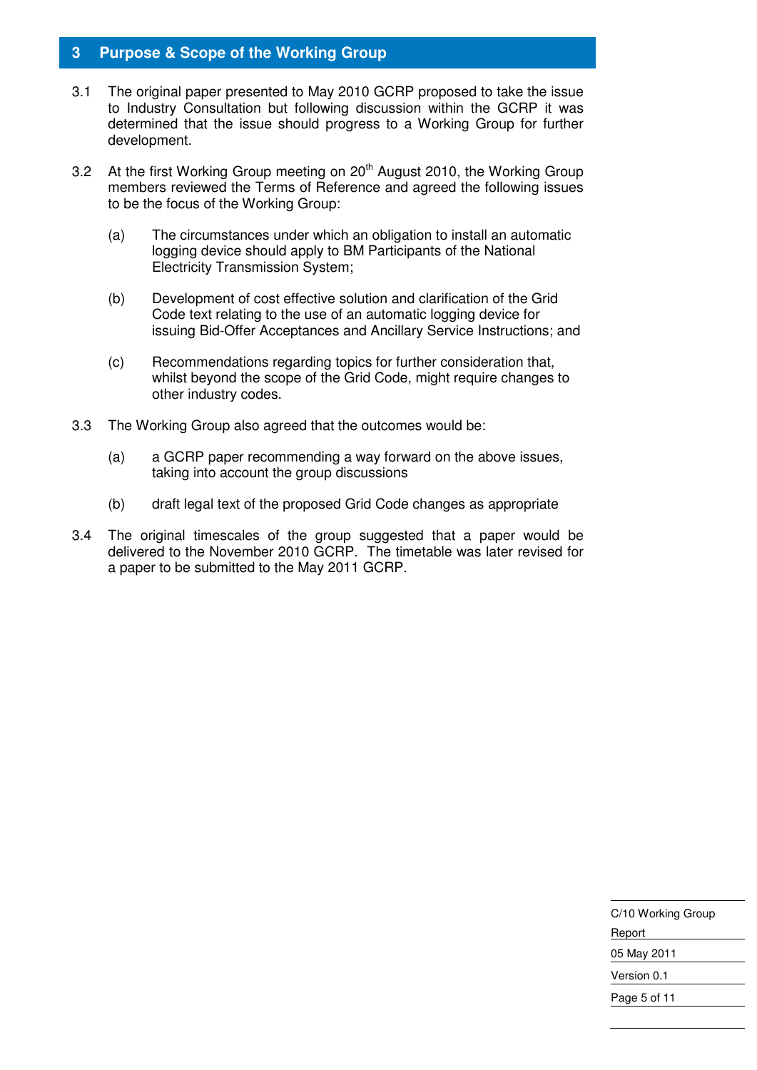## 3 Purpose & Scope of the Working Group

3.1 The original paper presented to May 2010 GCRP proposed to take the issue to Industry Consultation but following discussion within the GCRP it was determined that the issue should progress to a Working Group for further development.

3.2 At the first Working Group meeting on 20th August 2010, the Working Group members reviewed the Terms of Reference and agreed the following issues to be the focus of the Working Group:

(a) The circumstances under which an obligation to install an automatic logging device should apply to BM Participants of the National Electricity Transmission System;

(b) Development of cost effective solution and clarification of the Grid Code text relating to the use of an automatic logging device for issuing Bid-Offer Acceptances and Ancillary Service Instructions; and

(c) Recommendations regarding topics for further consideration that, whilst beyond the scope of the Grid Code, might require changes to other industry codes.

3.3 The Working Group also agreed that the outcomes would be:

(a) a GCRP paper recommending a way forward on the above issues, taking into account the group discussions

(b) draft legal text of the proposed Grid Code changes as appropriate

3.4 The original timescales of the group suggested that a paper would be delivered to the November 2010 GCRP. The timetable was later revised for a paper to be submitted to the May 2011 GCRP.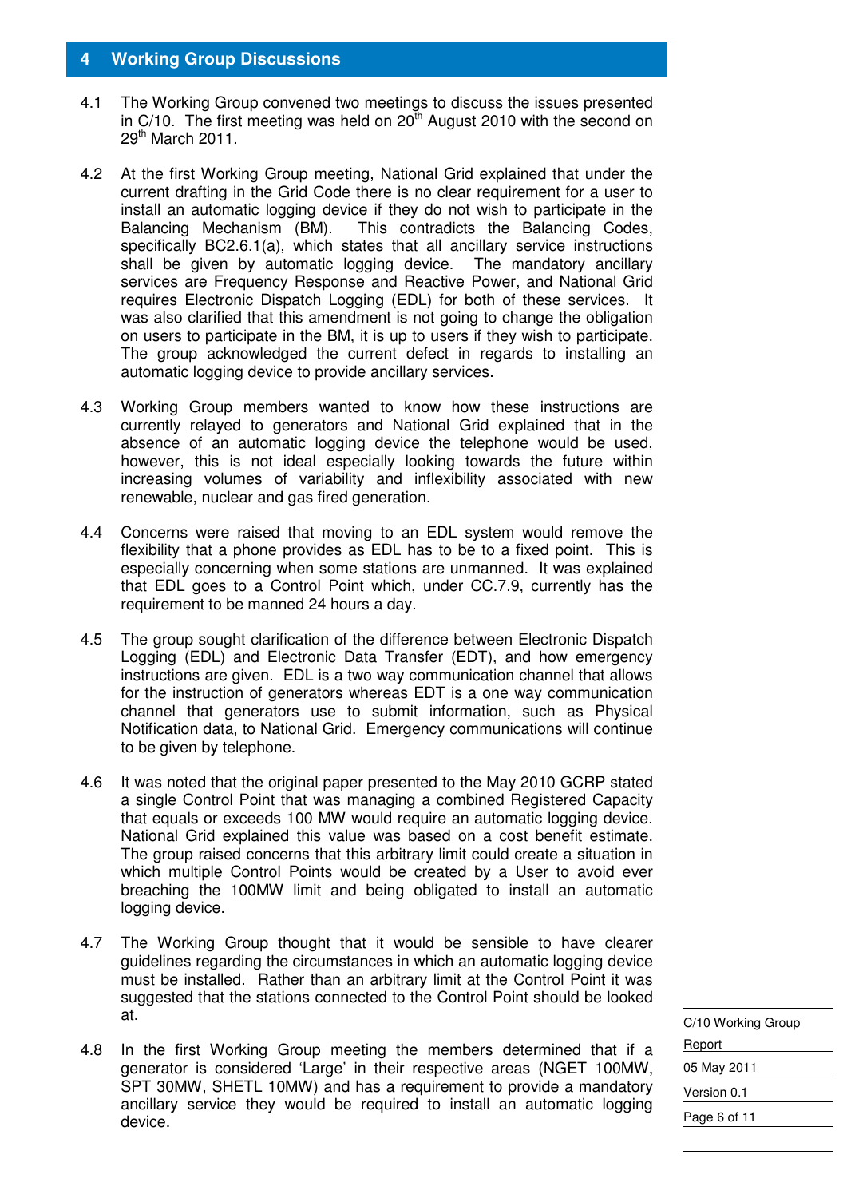# 4 Working Group Discussions

4.1 The Working Group convened two meetings to discuss the issues presented in C/10. The first meeting was held on 20th August 2010 with the second on 29th March 2011.

4.2 At the first Working Group meeting, National Grid explained that under the current drafting in the Grid Code there is no clear requirement for a user to install an automatic logging device if they do not wish to participate in the Balancing Mechanism (BM). This contradicts the Balancing Codes, specifically BC2.6.1(a), which states that all ancillary service instructions shall be given by automatic logging device. The mandatory ancillary services are Frequency Response and Reactive Power, and National Grid requires Electronic Dispatch Logging (EDL) for both of these services. It was also clarified that this amendment is not going to change the obligation on users to participate in the BM, it is up to users if they wish to participate. The group acknowledged the current defect in regards to installing an automatic logging device to provide ancillary services.

4.3 Working Group members wanted to know how these instructions are currently relayed to generators and National Grid explained that in the absence of an automatic logging device the telephone would be used, however, this is not ideal especially looking towards the future within increasing volumes of variability and inflexibility associated with new renewable, nuclear and gas fired generation.

4.4 Concerns were raised that moving to an EDL system would remove the flexibility that a phone provides as EDL has to be to a fixed point. This is especially concerning when some stations are unmanned. It was explained that EDL goes to a Control Point which, under CC.7.9, currently has the requirement to be manned 24 hours a day.

4.5 The group sought clarification of the difference between Electronic Dispatch Logging (EDL) and Electronic Data Transfer (EDT), and how emergency instructions are given. EDL is a two way communication channel that allows for the instruction of generators whereas EDT is a one way communication channel that generators use to submit information, such as Physical Notification data, to National Grid. Emergency communications will continue to be given by telephone.

4.6 It was noted that the original paper presented to the May 2010 GCRP stated a single Control Point that was managing a combined Registered Capacity that equals or exceeds 100 MW would require an automatic logging device. National Grid explained this value was based on a cost benefit estimate. The group raised concerns that this arbitrary limit could create a situation in which multiple Control Points would be created by a User to avoid ever breaching the 100MW limit and being obligated to install an automatic logging device.

4.7 The Working Group thought that it would be sensible to have clearer guidelines regarding the circumstances in which an automatic logging device must be installed. Rather than an arbitrary limit at the Control Point it was suggested that the stations connected to the Control Point should be looked at.

4.8 In the first Working Group meeting the members determined that if a generator is considered 'Large' in their respective areas (NGET 100MW, SPT 30MW, SHETL 10MW) and has a requirement to provide a mandatory ancillary service they would be required to install an automatic logging device.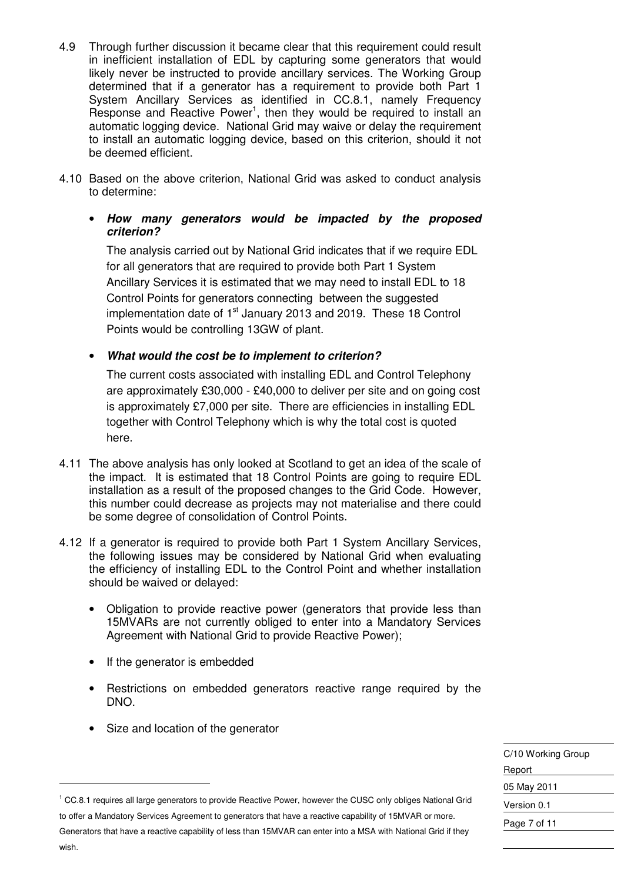4.9 Through further discussion it became clear that this requirement could result in inefficient installation of EDL by capturing some generators that would likely never be instructed to provide ancillary services. The Working Group determined that if a generator has a requirement to provide both Part 1 System Ancillary Services as identified in CC.8.1, namely Frequency Response and Reactive Power[1], then they would be required to install an automatic logging device. National Grid may waive or delay the requirement to install an automatic logging device, based on this criterion, should it not be deemed efficient.

4.10 Based on the above criterion, National Grid was asked to conduct analysis to determine:

- ***How many generators would be impacted by the proposed criterion?***

  The analysis carried out by National Grid indicates that if we require EDL for all generators that are required to provide both Part 1 System Ancillary Services it is estimated that we may need to install EDL to 18 Control Points for generators connecting between the suggested implementation date of 1st January 2013 and 2019. These 18 Control Points would be controlling 13GW of plant.

- ***What would the cost be to implement to criterion?***

  The current costs associated with installing EDL and Control Telephony are approximately £30,000 - £40,000 to deliver per site and on going cost is approximately £7,000 per site. There are efficiencies in installing EDL together with Control Telephony which is why the total cost is quoted here.

4.11 The above analysis has only looked at Scotland to get an idea of the scale of the impact. It is estimated that 18 Control Points are going to require EDL installation as a result of the proposed changes to the Grid Code. However, this number could decrease as projects may not materialise and there could be some degree of consolidation of Control Points.

4.12 If a generator is required to provide both Part 1 System Ancillary Services, the following issues may be considered by National Grid when evaluating the efficiency of installing EDL to the Control Point and whether installation should be waived or delayed:

- Obligation to provide reactive power (generators that provide less than 15MVARs are not currently obliged to enter into a Mandatory Services Agreement with National Grid to provide Reactive Power);
- If the generator is embedded
- Restrictions on embedded generators reactive range required by the DNO.
- Size and location of the generator

---

[1] CC.8.1 requires all large generators to provide Reactive Power, however the CUSC only obliges National Grid to offer a Mandatory Services Agreement to generators that have a reactive capability of 15MVAR or more. Generators that have a reactive capability of less than 15MVAR can enter into a MSA with National Grid if they wish.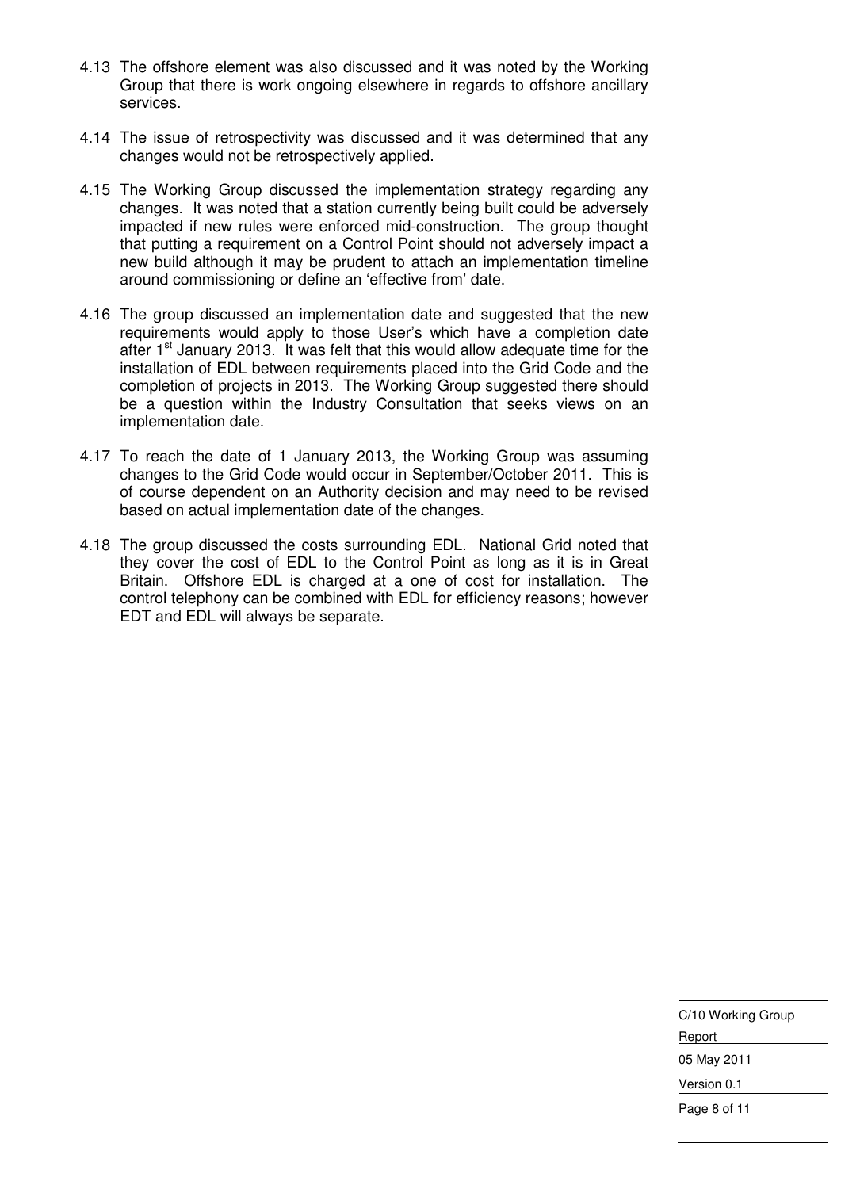4.13 The offshore element was also discussed and it was noted by the Working Group that there is work ongoing elsewhere in regards to offshore ancillary services.

4.14 The issue of retrospectivity was discussed and it was determined that any changes would not be retrospectively applied.

4.15 The Working Group discussed the implementation strategy regarding any changes. It was noted that a station currently being built could be adversely impacted if new rules were enforced mid-construction. The group thought that putting a requirement on a Control Point should not adversely impact a new build although it may be prudent to attach an implementation timeline around commissioning or define an 'effective from' date.

4.16 The group discussed an implementation date and suggested that the new requirements would apply to those User's which have a completion date after 1st January 2013. It was felt that this would allow adequate time for the installation of EDL between requirements placed into the Grid Code and the completion of projects in 2013. The Working Group suggested there should be a question within the Industry Consultation that seeks views on an implementation date.

4.17 To reach the date of 1 January 2013, the Working Group was assuming changes to the Grid Code would occur in September/October 2011. This is of course dependent on an Authority decision and may need to be revised based on actual implementation date of the changes.

4.18 The group discussed the costs surrounding EDL. National Grid noted that they cover the cost of EDL to the Control Point as long as it is in Great Britain. Offshore EDL is charged at a one of cost for installation. The control telephony can be combined with EDL for efficiency reasons; however EDT and EDL will always be separate.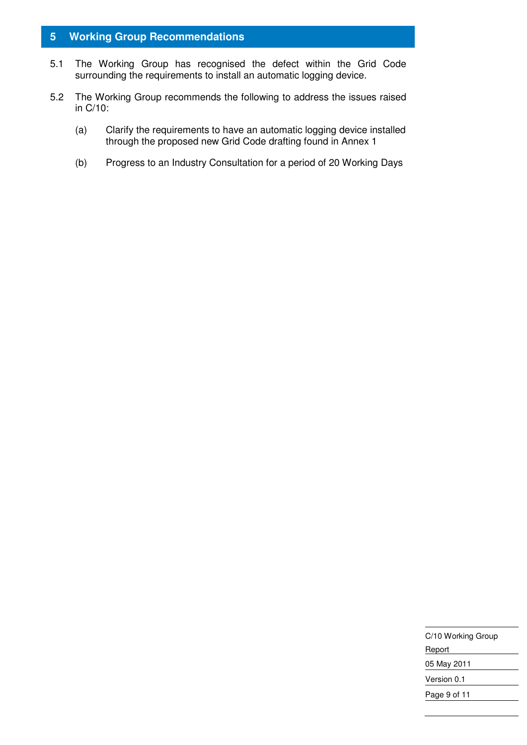## 5 Working Group Recommendations

5.1 The Working Group has recognised the defect within the Grid Code surrounding the requirements to install an automatic logging device.

5.2 The Working Group recommends the following to address the issues raised in C/10:

(a) Clarify the requirements to have an automatic logging device installed through the proposed new Grid Code drafting found in Annex 1

(b) Progress to an Industry Consultation for a period of 20 Working Days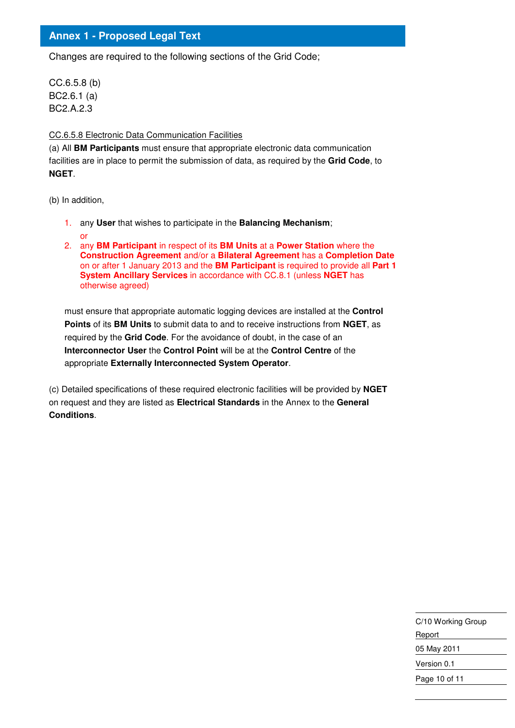## Annex 1 - Proposed Legal Text

Changes are required to the following sections of the Grid Code;

CC.6.5.8 (b)
BC2.6.1 (a)
BC2.A.2.3

CC.6.5.8 Electronic Data Communication Facilities

(a) All **BM Participants** must ensure that appropriate electronic data communication facilities are in place to permit the submission of data, as required by the **Grid Code**, to **NGET**.

(b) In addition,

1. any **User** that wishes to participate in the **Balancing Mechanism**;
   or
2. any **BM Participant** in respect of its **BM Units** at a **Power Station** where the **Construction Agreement** and/or a **Bilateral Agreement** has a **Completion Date** on or after 1 January 2013 and the **BM Participant** is required to provide all **Part 1 System Ancillary Services** in accordance with CC.8.1 (unless **NGET** has otherwise agreed)

must ensure that appropriate automatic logging devices are installed at the **Control Points** of its **BM Units** to submit data to and to receive instructions from **NGET**, as required by the **Grid Code**. For the avoidance of doubt, in the case of an **Interconnector User** the **Control Point** will be at the **Control Centre** of the appropriate **Externally Interconnected System Operator**.

(c) Detailed specifications of these required electronic facilities will be provided by **NGET** on request and they are listed as **Electrical Standards** in the Annex to the **General Conditions**.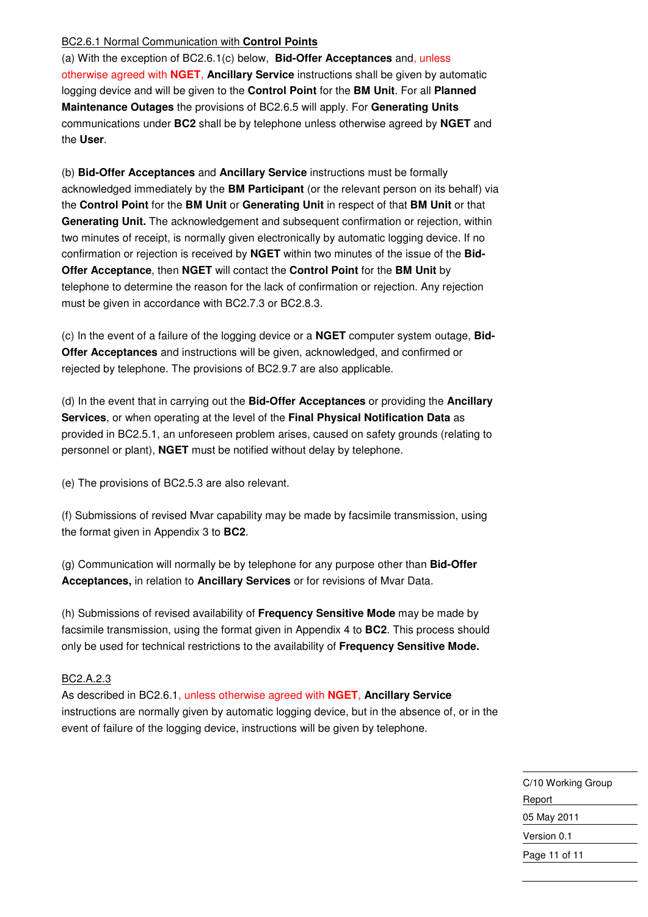BC2.6.1 Normal Communication with **Control Points**

(a) With the exception of BC2.6.1(c) below, **Bid-Offer Acceptances** and, unless otherwise agreed with **NGET**, **Ancillary Service** instructions shall be given by automatic logging device and will be given to the **Control Point** for the **BM Unit**. For all **Planned Maintenance Outages** the provisions of BC2.6.5 will apply. For **Generating Units** communications under **BC2** shall be by telephone unless otherwise agreed by **NGET** and the **User**.

(b) **Bid-Offer Acceptances** and **Ancillary Service** instructions must be formally acknowledged immediately by the **BM Participant** (or the relevant person on its behalf) via the **Control Point** for the **BM Unit** or **Generating Unit** in respect of that **BM Unit** or that **Generating Unit.** The acknowledgement and subsequent confirmation or rejection, within two minutes of receipt, is normally given electronically by automatic logging device. If no confirmation or rejection is received by **NGET** within two minutes of the issue of the **Bid-Offer Acceptance**, then **NGET** will contact the **Control Point** for the **BM Unit** by telephone to determine the reason for the lack of confirmation or rejection. Any rejection must be given in accordance with BC2.7.3 or BC2.8.3.

(c) In the event of a failure of the logging device or a **NGET** computer system outage, **Bid-Offer Acceptances** and instructions will be given, acknowledged, and confirmed or rejected by telephone. The provisions of BC2.9.7 are also applicable.

(d) In the event that in carrying out the **Bid-Offer Acceptances** or providing the **Ancillary Services**, or when operating at the level of the **Final Physical Notification Data** as provided in BC2.5.1, an unforeseen problem arises, caused on safety grounds (relating to personnel or plant), **NGET** must be notified without delay by telephone.

(e) The provisions of BC2.5.3 are also relevant.

(f) Submissions of revised Mvar capability may be made by facsimile transmission, using the format given in Appendix 3 to **BC2**.

(g) Communication will normally be by telephone for any purpose other than **Bid-Offer Acceptances,** in relation to **Ancillary Services** or for revisions of Mvar Data.

(h) Submissions of revised availability of **Frequency Sensitive Mode** may be made by facsimile transmission, using the format given in Appendix 4 to **BC2**. This process should only be used for technical restrictions to the availability of **Frequency Sensitive Mode.**

BC2.A.2.3

As described in BC2.6.1, unless otherwise agreed with **NGET**, **Ancillary Service** instructions are normally given by automatic logging device, but in the absence of, or in the event of failure of the logging device, instructions will be given by telephone.